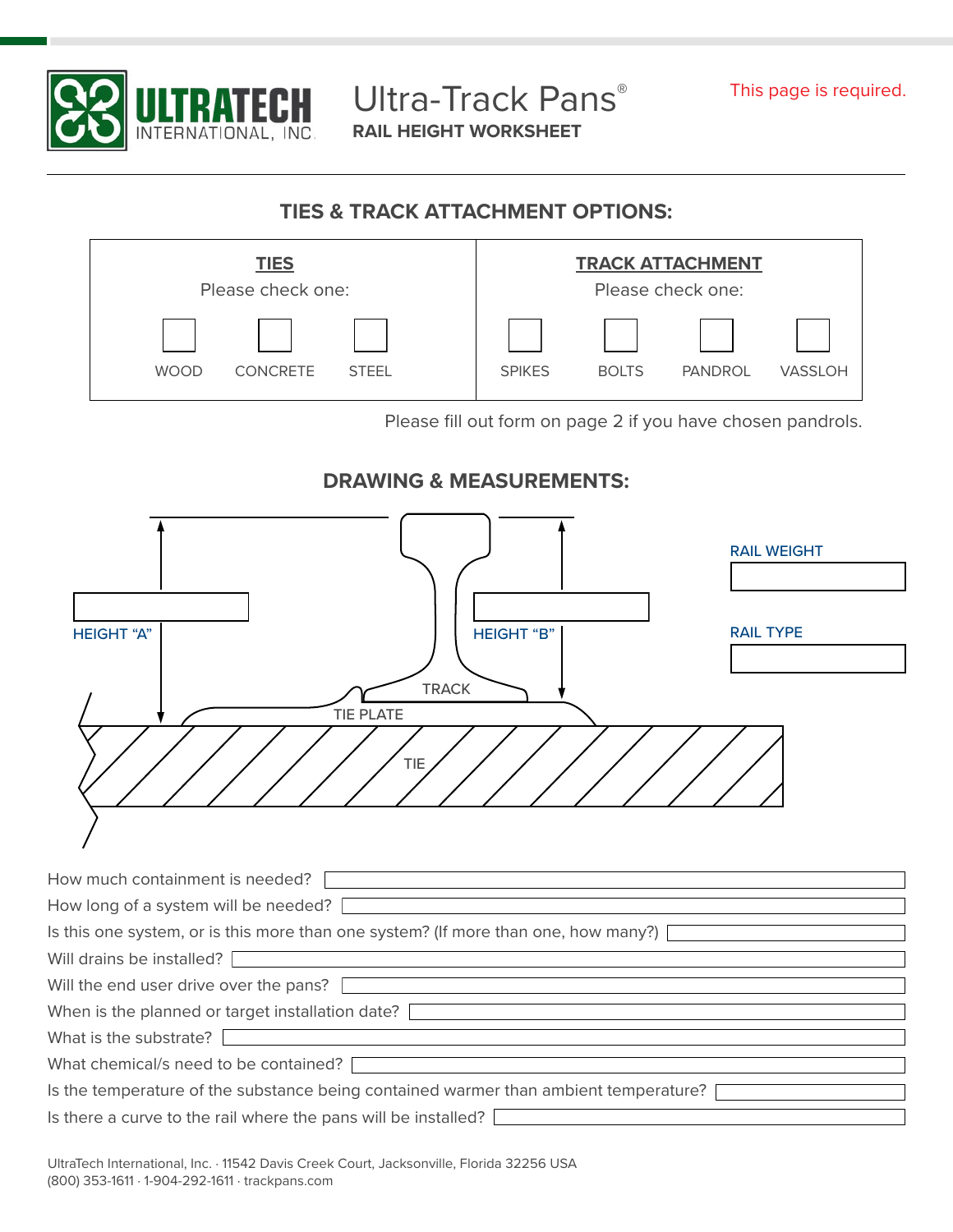ULTRATECH INTERNATIONAL, INC.

# Ultra-Track Pans®

**RAIL HEIGHT WORKSHEET**

This page is required.

## TIES & TRACK ATTACHMENT OPTIONS:

| **TIES** Please check one: | | | **TRACK ATTACHMENT** Please check one: | | | |
|---|---|---|---|---|---|---|
| ☐ WOOD | ☐ CONCRETE | ☐ STEEL | ☐ SPIKES | ☐ BOLTS | ☐ PANDROL | ☐ VASSLOH |

Please fill out form on page 2 if you have chosen pandrols.

## DRAWING & MEASUREMENTS:

HEIGHT "A" ____________

HEIGHT "B" ____________

TRACK

TIE PLATE

TIE

RAIL WEIGHT ____________

RAIL TYPE ____________

How much containment is needed? ____________

How long of a system will be needed? ____________

Is this one system, or is this more than one system? (If more than one, how many?) ____________

Will drains be installed? ____________

Will the end user drive over the pans? ____________

When is the planned or target installation date? ____________

What is the substrate? ____________

What chemical/s need to be contained? ____________

Is the temperature of the substance being contained warmer than ambient temperature? ____________

Is there a curve to the rail where the pans will be installed? ____________

UltraTech International, Inc. · 11542 Davis Creek Court, Jacksonville, Florida 32256 USA
(800) 353-1611 · 1-904-292-1611 · trackpans.com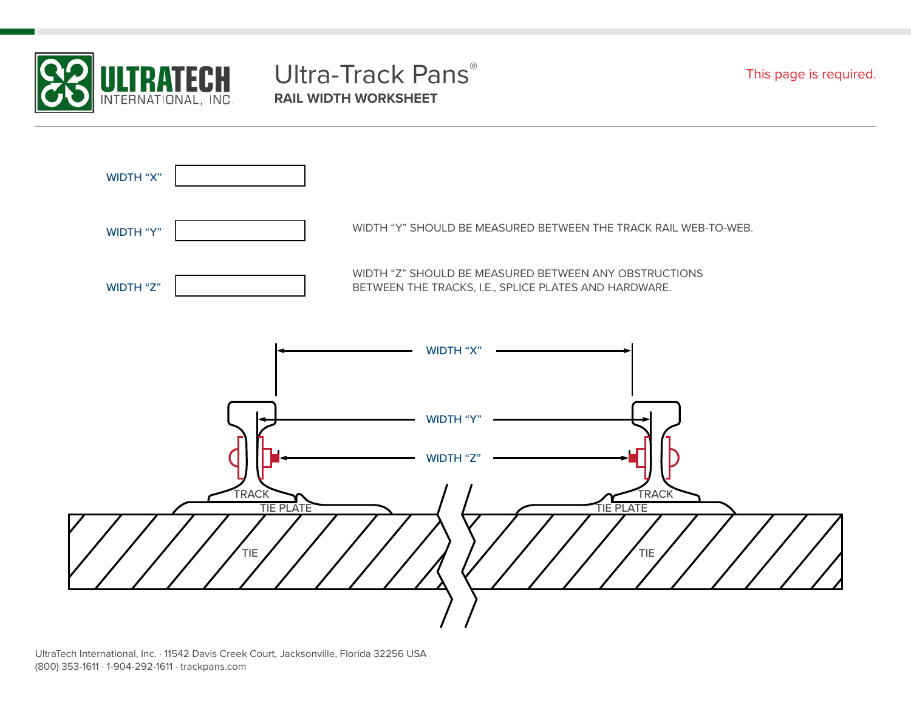# Ultra-Track Pans®

## RAIL WIDTH WORKSHEET

This page is required.

WIDTH "X" ____________

WIDTH "Y" ____________

WIDTH "Y" SHOULD BE MEASURED BETWEEN THE TRACK RAIL WEB-TO-WEB.

WIDTH "Z" ____________

WIDTH "Z" SHOULD BE MEASURED BETWEEN ANY OBSTRUCTIONS BETWEEN THE TRACKS, I.E., SPLICE PLATES AND HARDWARE.

WIDTH "X"

WIDTH "Y"

WIDTH "Z"

TRACK

TIE PLATE

TIE

TRACK

TIE PLATE

TIE

UltraTech International, Inc. · 11542 Davis Creek Court, Jacksonville, Florida 32256 USA
(800) 353-1611 · 1-904-292-1611 · trackpans.com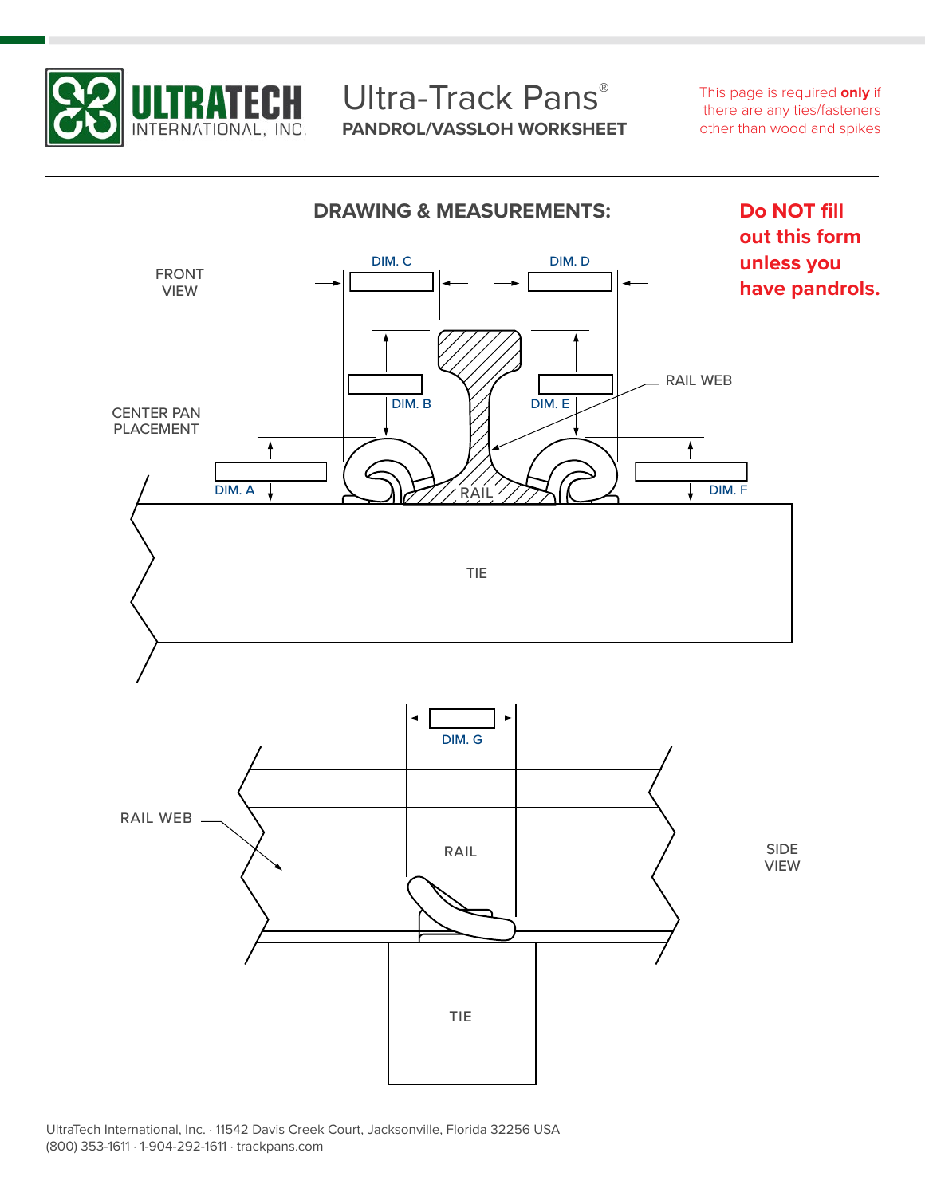**ULTRATECH INTERNATIONAL, INC.**

# Ultra-Track Pans®

**PANDROL/VASSLOH WORKSHEET**

This page is required **only** if there are any ties/fasteners other than wood and spikes

## DRAWING & MEASUREMENTS:

**Do NOT fill out this form unless you have pandrols.**

FRONT VIEW

DIM. C

DIM. D

DIM. B

DIM. E

RAIL WEB

CENTER PAN PLACEMENT

DIM. A

RAIL

DIM. F

TIE

DIM. G

RAIL WEB

RAIL

SIDE VIEW

TIE

UltraTech International, Inc. · 11542 Davis Creek Court, Jacksonville, Florida 32256 USA
(800) 353-1611 · 1-904-292-1611 · trackpans.com